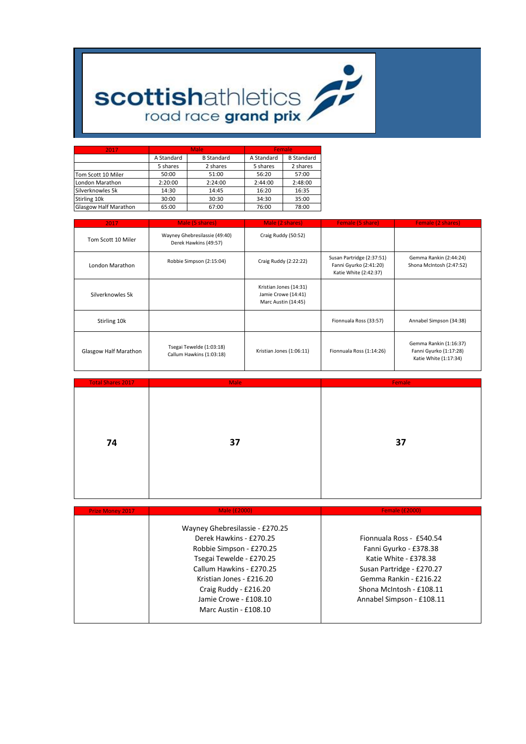# scottishathletics road race grand prix

| 2017 | Male | | Female | |
|---|---|---|---|---|
| | A Standard | B Standard | A Standard | B Standard |
| | 5 shares | 2 shares | 5 shares | 2 shares |
| Tom Scott 10 Miler | 50:00 | 51:00 | 56:20 | 57:00 |
| London Marathon | 2:20:00 | 2:24:00 | 2:44:00 | 2:48:00 |
| Silverknowles 5k | 14:30 | 14:45 | 16:20 | 16:35 |
| Stirling 10k | 30:00 | 30:30 | 34:30 | 35:00 |
| Glasgow Half Marathon | 65:00 | 67:00 | 76:00 | 78:00 |

| 2017 | Male (5 shares) | Male (2 shares) | Female (5 share) | Female (2 shares) |
|---|---|---|---|---|
| Tom Scott 10 Miler | Wayney Ghebresilassie (49:40)<br>Derek Hawkins (49:57) | Craig Ruddy (50:52) | | |
| London Marathon | Robbie Simpson (2:15:04) | Craig Ruddy (2:22:22) | Susan Partridge (2:37:51)<br>Fanni Gyurko (2:41:20)<br>Katie White (2:42:37) | Gemma Rankin (2:44:24)<br>Shona McIntosh (2:47:52) |
| Silverknowles 5k | | Kristian Jones (14:31)<br>Jamie Crowe (14:41)<br>Marc Austin (14:45) | | |
| Stirling 10k | | | Fionnuala Ross (33:57) | Annabel Simpson (34:38) |
| Glasgow Half Marathon | Tsegai Tewelde (1:03:18)<br>Callum Hawkins (1:03:18) | Kristian Jones (1:06:11) | Fionnuala Ross (1:14:26) | Gemma Rankin (1:16:37)<br>Fanni Gyurko (1:17:28)<br>Katie White (1:17:34) |

| Total Shares 2017 | Male | Female |
|---|---|---|
| **74** | **37** | **37** |

| Prize Money 2017 | Male (£2000) | Female (£2000) |
|---|---|---|
| | Wayney Ghebresilassie - £270.25<br>Derek Hawkins - £270.25<br>Robbie Simpson - £270.25<br>Tsegai Tewelde - £270.25<br>Callum Hawkins - £270.25<br>Kristian Jones - £216.20<br>Craig Ruddy - £216.20<br>Jamie Crowe - £108.10<br>Marc Austin - £108.10 | Fionnuala Ross - £540.54<br>Fanni Gyurko - £378.38<br>Katie White - £378.38<br>Susan Partridge - £270.27<br>Gemma Rankin - £216.22<br>Shona McIntosh - £108.11<br>Annabel Simpson - £108.11 |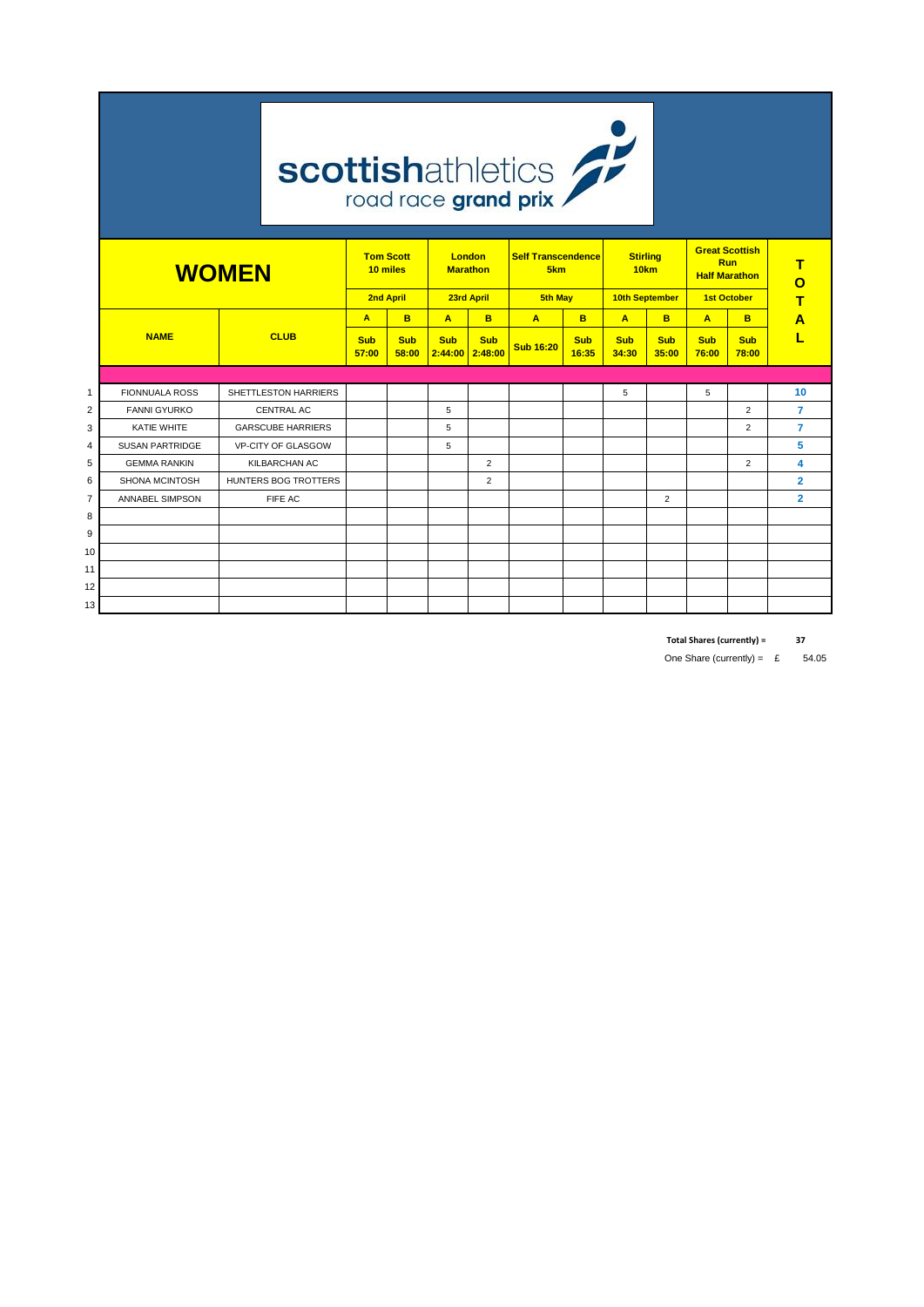scottishathletics road race grand prix

| | WOMEN | | Tom Scott 10 miles | | London Marathon | | Self Transcendence 5km | | Stirling 10km | | Great Scottish Run Half Marathon | | TOTAL |
|---|---|---|---|---|---|---|---|---|---|---|---|---|---|
| | | | 2nd April | | 23rd April | | 5th May | | 10th September | | 1st October | | |
| | NAME | CLUB | A | B | A | B | A | B | A | B | A | B | |
| | | | Sub 57:00 | Sub 58:00 | Sub 2:44:00 | Sub 2:48:00 | Sub 16:20 | Sub 16:35 | Sub 34:30 | Sub 35:00 | Sub 76:00 | Sub 78:00 | |
| 1 | FIONNUALA ROSS | SHETTLESTON HARRIERS | | | | | | | 5 | | 5 | | 10 |
| 2 | FANNI GYURKO | CENTRAL AC | | | 5 | | | | | | | 2 | 7 |
| 3 | KATIE WHITE | GARSCUBE HARRIERS | | | 5 | | | | | | | 2 | 7 |
| 4 | SUSAN PARTRIDGE | VP-CITY OF GLASGOW | | | 5 | | | | | | | | 5 |
| 5 | GEMMA RANKIN | KILBARCHAN AC | | | | 2 | | | | | | 2 | 4 |
| 6 | SHONA MCINTOSH | HUNTERS BOG TROTTERS | | | | 2 | | | | | | | 2 |
| 7 | ANNABEL SIMPSON | FIFE AC | | | | | | | | 2 | | | 2 |
| 8 | | | | | | | | | | | | | |
| 9 | | | | | | | | | | | | | |
| 10 | | | | | | | | | | | | | |
| 11 | | | | | | | | | | | | | |
| 12 | | | | | | | | | | | | | |
| 13 | | | | | | | | | | | | | |

**Total Shares (currently) = 37**

One Share (currently) = £ 54.05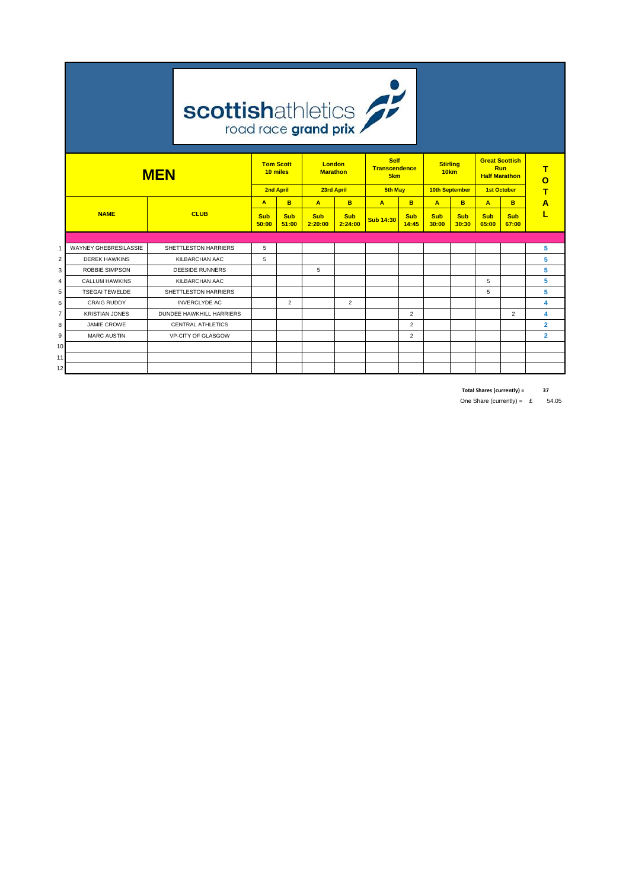# scottishathletics road race grand prix

| | MEN | | Tom Scott 10 miles | | London Marathon | | Self Transcendence 5km | | Stirling 10km | | Great Scottish Run Half Marathon | | TOTAL |
|---|---|---|---|---|---|---|---|---|---|---|---|---|---|
| | | | 2nd April | | 23rd April | | 5th May | | 10th September | | 1st October | | |
| | | | A | B | A | B | A | B | A | B | A | B | |
| | NAME | CLUB | Sub 50:00 | Sub 51:00 | Sub 2:20:00 | Sub 2:24:00 | Sub 14:30 | Sub 14:45 | Sub 30:00 | Sub 30:30 | Sub 65:00 | Sub 67:00 | |
| 1 | WAYNEY GHEBRESILASSIE | SHETTLESTON HARRIERS | 5 | | | | | | | | | | 5 |
| 2 | DEREK HAWKINS | KILBARCHAN AAC | 5 | | | | | | | | | | 5 |
| 3 | ROBBIE SIMPSON | DEESIDE RUNNERS | | | 5 | | | | | | | | 5 |
| 4 | CALLUM HAWKINS | KILBARCHAN AAC | | | | | | | | | 5 | | 5 |
| 5 | TSEGAI TEWELDE | SHETTLESTON HARRIERS | | | | | | | | | 5 | | 5 |
| 6 | CRAIG RUDDY | INVERCLYDE AC | | 2 | | 2 | | | | | | | 4 |
| 7 | KRISTIAN JONES | DUNDEE HAWKHILL HARRIERS | | | | | | 2 | | | | 2 | 4 |
| 8 | JAMIE CROWE | CENTRAL ATHLETICS | | | | | | 2 | | | | | 2 |
| 9 | MARC AUSTIN | VP-CITY OF GLASGOW | | | | | | 2 | | | | | 2 |
| 10 | | | | | | | | | | | | | |
| 11 | | | | | | | | | | | | | |
| 12 | | | | | | | | | | | | | |

**Total Shares (currently) = 37**

One Share (currently) = £ 54.05